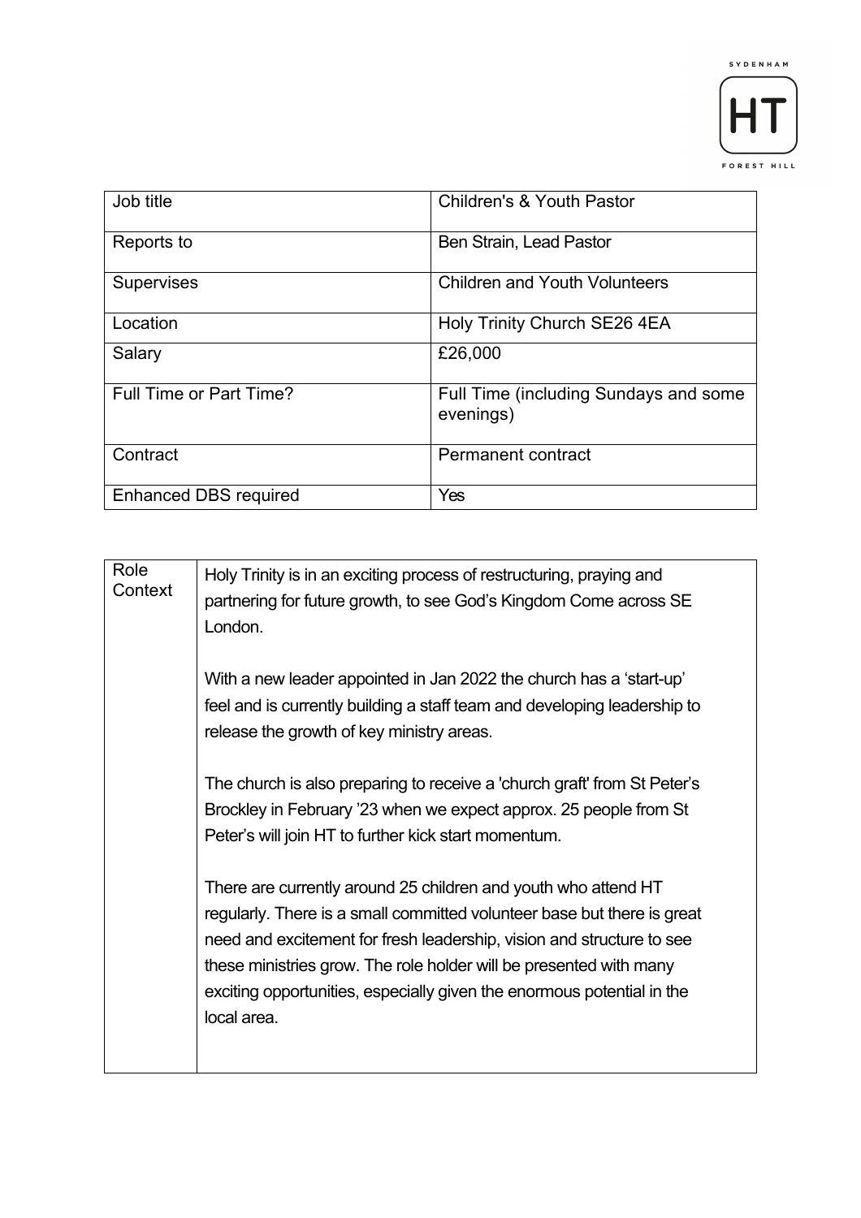SYDENHAM

HT

FOREST HILL

| | |
|---|---|
| Job title | Children's & Youth Pastor |
| Reports to | Ben Strain, Lead Pastor |
| Supervises | Children and Youth Volunteers |
| Location | Holy Trinity Church SE26 4EA |
| Salary | £26,000 |
| Full Time or Part Time? | Full Time (including Sundays and some evenings) |
| Contract | Permanent contract |
| Enhanced DBS required | Yes |

| | |
|---|---|
| Role Context | Holy Trinity is in an exciting process of restructuring, praying and partnering for future growth, to see God's Kingdom Come across SE London.<br><br>With a new leader appointed in Jan 2022 the church has a 'start-up' feel and is currently building a staff team and developing leadership to release the growth of key ministry areas.<br><br>The church is also preparing to receive a 'church graft' from St Peter's Brockley in February '23 when we expect approx. 25 people from St Peter's will join HT to further kick start momentum.<br><br>There are currently around 25 children and youth who attend HT regularly. There is a small committed volunteer base but there is great need and excitement for fresh leadership, vision and structure to see these ministries grow. The role holder will be presented with many exciting opportunities, especially given the enormous potential in the local area. |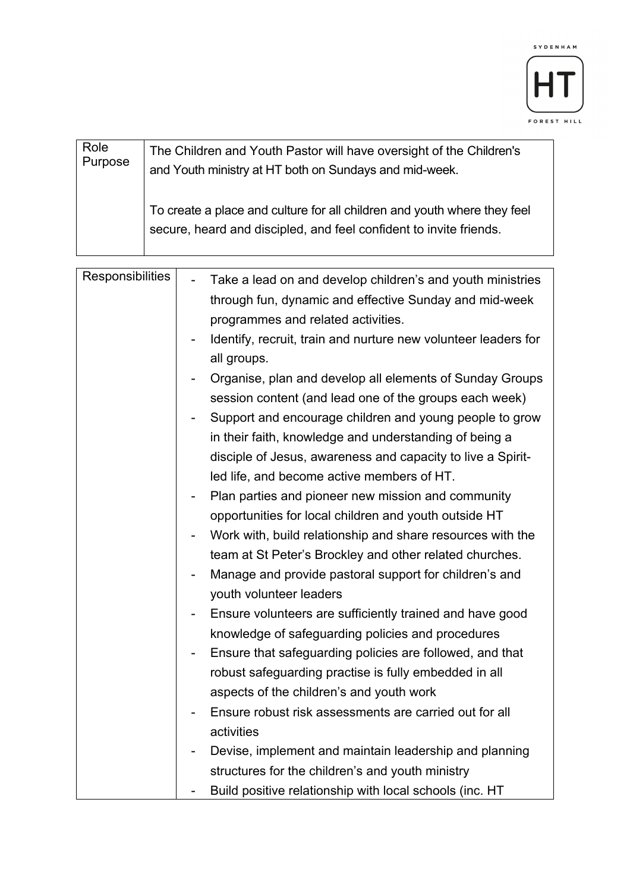| | |
|---|---|
| Role Purpose | The Children and Youth Pastor will have oversight of the Children's and Youth ministry at HT both on Sundays and mid-week.<br><br>To create a place and culture for all children and youth where they feel secure, heard and discipled, and feel confident to invite friends. |

| | |
|---|---|
| Responsibilities | - Take a lead on and develop children's and youth ministries through fun, dynamic and effective Sunday and mid-week programmes and related activities.<br>- Identify, recruit, train and nurture new volunteer leaders for all groups.<br>- Organise, plan and develop all elements of Sunday Groups session content (and lead one of the groups each week)<br>- Support and encourage children and young people to grow in their faith, knowledge and understanding of being a disciple of Jesus, awareness and capacity to live a Spirit-led life, and become active members of HT.<br>- Plan parties and pioneer new mission and community opportunities for local children and youth outside HT<br>- Work with, build relationship and share resources with the team at St Peter's Brockley and other related churches.<br>- Manage and provide pastoral support for children's and youth volunteer leaders<br>- Ensure volunteers are sufficiently trained and have good knowledge of safeguarding policies and procedures<br>- Ensure that safeguarding policies are followed, and that robust safeguarding practise is fully embedded in all aspects of the children's and youth work<br>- Ensure robust risk assessments are carried out for all activities<br>- Devise, implement and maintain leadership and planning structures for the children's and youth ministry<br>- Build positive relationship with local schools (inc. HT |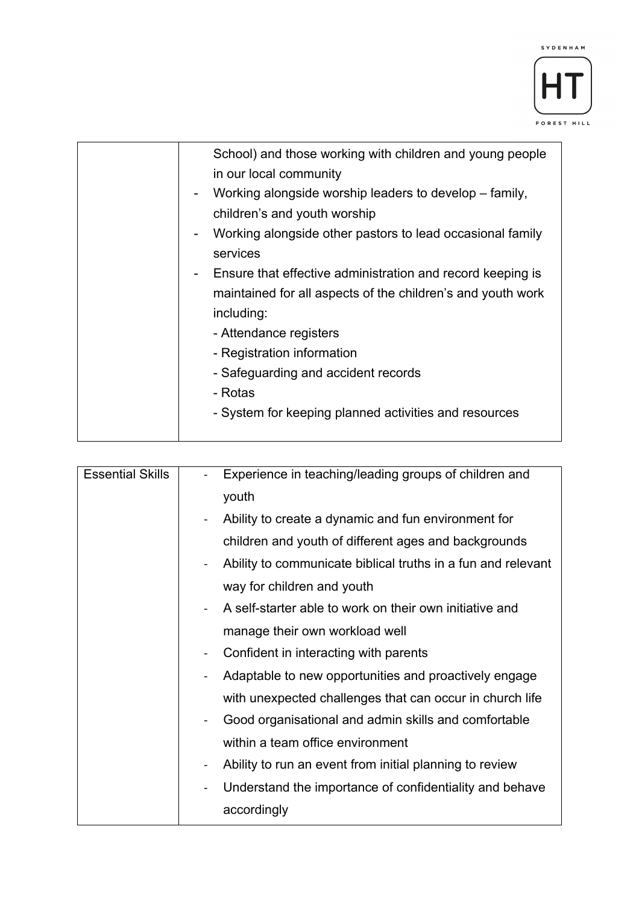| | |
|---|---|
| | School) and those working with children and young people in our local community<br>- Working alongside worship leaders to develop – family, children's and youth worship<br>- Working alongside other pastors to lead occasional family services<br>- Ensure that effective administration and record keeping is maintained for all aspects of the children's and youth work including:<br>- Attendance registers<br>- Registration information<br>- Safeguarding and accident records<br>- Rotas<br>- System for keeping planned activities and resources |

| | |
|---|---|
| Essential Skills | - Experience in teaching/leading groups of children and youth<br>- Ability to create a dynamic and fun environment for children and youth of different ages and backgrounds<br>- Ability to communicate biblical truths in a fun and relevant way for children and youth<br>- A self-starter able to work on their own initiative and manage their own workload well<br>- Confident in interacting with parents<br>- Adaptable to new opportunities and proactively engage with unexpected challenges that can occur in church life<br>- Good organisational and admin skills and comfortable within a team office environment<br>- Ability to run an event from initial planning to review<br>- Understand the importance of confidentiality and behave accordingly |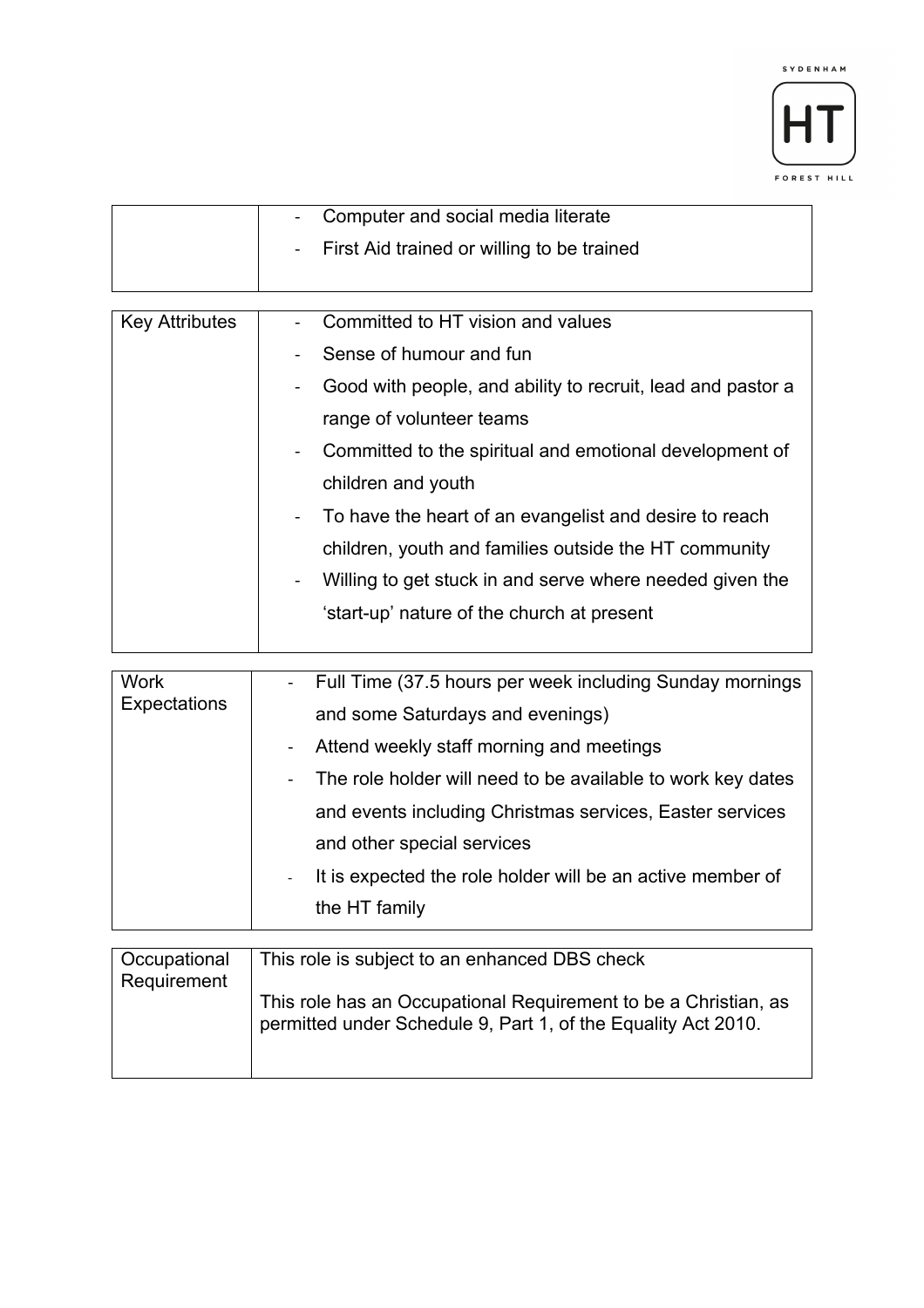| | |
|---|---|
| | - Computer and social media literate<br>- First Aid trained or willing to be trained |

| | |
|---|---|
| Key Attributes | - Committed to HT vision and values<br>- Sense of humour and fun<br>- Good with people, and ability to recruit, lead and pastor a range of volunteer teams<br>- Committed to the spiritual and emotional development of children and youth<br>- To have the heart of an evangelist and desire to reach children, youth and families outside the HT community<br>- Willing to get stuck in and serve where needed given the 'start-up' nature of the church at present |

| | |
|---|---|
| Work Expectations | - Full Time (37.5 hours per week including Sunday mornings and some Saturdays and evenings)<br>- Attend weekly staff morning and meetings<br>- The role holder will need to be available to work key dates and events including Christmas services, Easter services and other special services<br>- It is expected the role holder will be an active member of the HT family |

| | |
|---|---|
| Occupational Requirement | This role is subject to an enhanced DBS check<br><br>This role has an Occupational Requirement to be a Christian, as permitted under Schedule 9, Part 1, of the Equality Act 2010. |